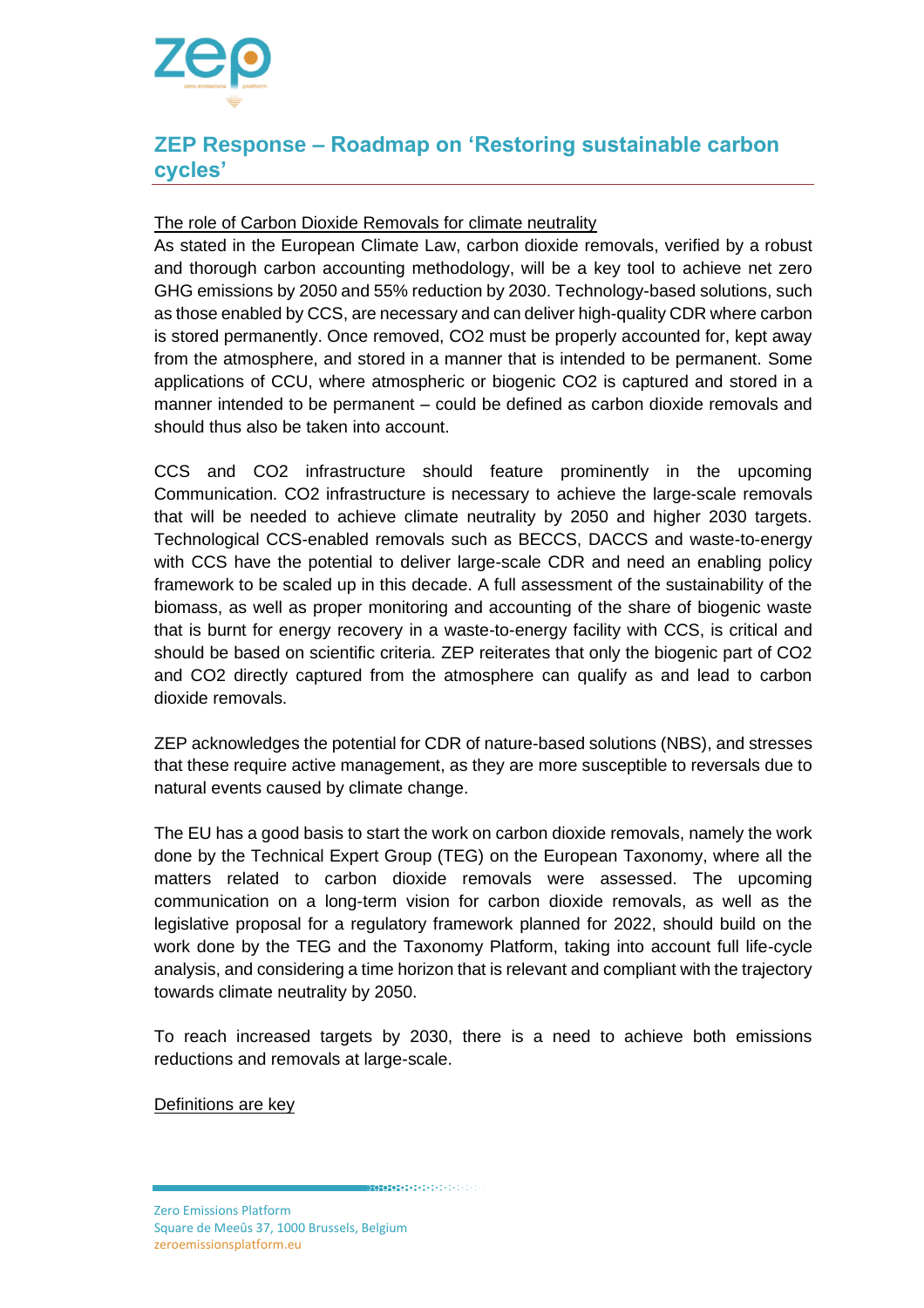# ZEP Response – Roadmap on 'Restoring sustainable carbon cycles'

The role of Carbon Dioxide Removals for climate neutrality

As stated in the European Climate Law, carbon dioxide removals, verified by a robust and thorough carbon accounting methodology, will be a key tool to achieve net zero GHG emissions by 2050 and 55% reduction by 2030. Technology-based solutions, such as those enabled by CCS, are necessary and can deliver high-quality CDR where carbon is stored permanently. Once removed, $CO_2$ must be properly accounted for, kept away from the atmosphere, and stored in a manner that is intended to be permanent. Some applications of CCU, where atmospheric or biogenic $CO_2$ is captured and stored in a manner intended to be permanent – could be defined as carbon dioxide removals and should thus also be taken into account.

CCS and $CO_2$ infrastructure should feature prominently in the upcoming Communication. $CO_2$ infrastructure is necessary to achieve the large-scale removals that will be needed to achieve climate neutrality by 2050 and higher 2030 targets. Technological CCS-enabled removals such as BECCS, DACCS and waste-to-energy with CCS have the potential to deliver large-scale CDR and need an enabling policy framework to be scaled up in this decade. A full assessment of the sustainability of the biomass, as well as proper monitoring and accounting of the share of biogenic waste that is burnt for energy recovery in a waste-to-energy facility with CCS, is critical and should be based on scientific criteria. ZEP reiterates that only the biogenic part of $CO_2$ and $CO_2$ directly captured from the atmosphere can qualify as and lead to carbon dioxide removals.

ZEP acknowledges the potential for CDR of nature-based solutions (NBS), and stresses that these require active management, as they are more susceptible to reversals due to natural events caused by climate change.

The EU has a good basis to start the work on carbon dioxide removals, namely the work done by the Technical Expert Group (TEG) on the European Taxonomy, where all the matters related to carbon dioxide removals were assessed. The upcoming communication on a long-term vision for carbon dioxide removals, as well as the legislative proposal for a regulatory framework planned for 2022, should build on the work done by the TEG and the Taxonomy Platform, taking into account full life-cycle analysis, and considering a time horizon that is relevant and compliant with the trajectory towards climate neutrality by 2050.

To reach increased targets by 2030, there is a need to achieve both emissions reductions and removals at large-scale.

Definitions are key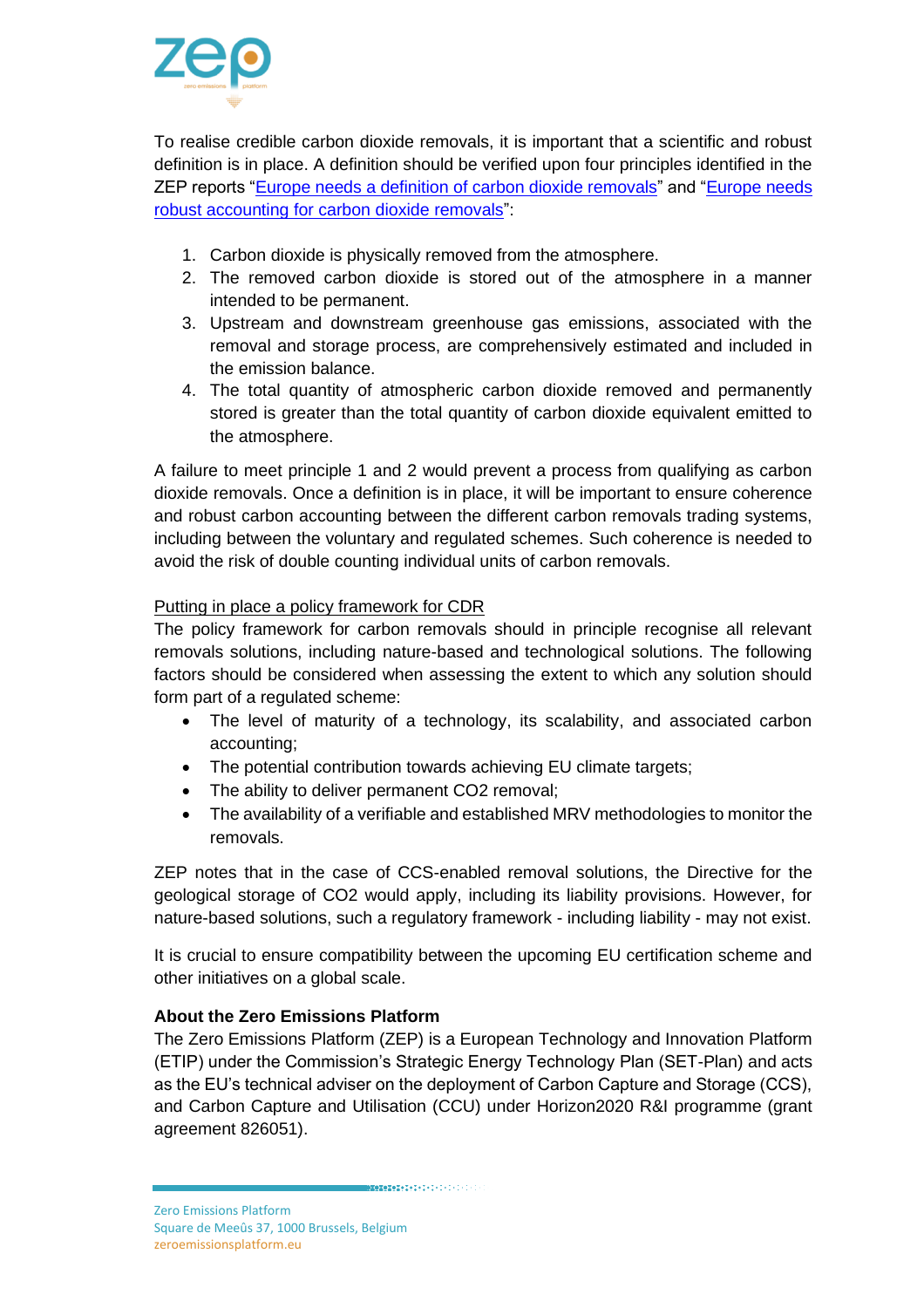To realise credible carbon dioxide removals, it is important that a scientific and robust definition is in place. A definition should be verified upon four principles identified in the ZEP reports "Europe needs a definition of carbon dioxide removals" and "Europe needs robust accounting for carbon dioxide removals":

1. Carbon dioxide is physically removed from the atmosphere.
2. The removed carbon dioxide is stored out of the atmosphere in a manner intended to be permanent.
3. Upstream and downstream greenhouse gas emissions, associated with the removal and storage process, are comprehensively estimated and included in the emission balance.
4. The total quantity of atmospheric carbon dioxide removed and permanently stored is greater than the total quantity of carbon dioxide equivalent emitted to the atmosphere.

A failure to meet principle 1 and 2 would prevent a process from qualifying as carbon dioxide removals. Once a definition is in place, it will be important to ensure coherence and robust carbon accounting between the different carbon removals trading systems, including between the voluntary and regulated schemes. Such coherence is needed to avoid the risk of double counting individual units of carbon removals.

Putting in place a policy framework for CDR

The policy framework for carbon removals should in principle recognise all relevant removals solutions, including nature-based and technological solutions. The following factors should be considered when assessing the extent to which any solution should form part of a regulated scheme:

- The level of maturity of a technology, its scalability, and associated carbon accounting;
- The potential contribution towards achieving EU climate targets;
- The ability to deliver permanent $CO_2$ removal;
- The availability of a verifiable and established MRV methodologies to monitor the removals.

ZEP notes that in the case of CCS-enabled removal solutions, the Directive for the geological storage of $CO_2$ would apply, including its liability provisions. However, for nature-based solutions, such a regulatory framework - including liability - may not exist.

It is crucial to ensure compatibility between the upcoming EU certification scheme and other initiatives on a global scale.

**About the Zero Emissions Platform**

The Zero Emissions Platform (ZEP) is a European Technology and Innovation Platform (ETIP) under the Commission's Strategic Energy Technology Plan (SET-Plan) and acts as the EU's technical adviser on the deployment of Carbon Capture and Storage (CCS), and Carbon Capture and Utilisation (CCU) under Horizon2020 R&I programme (grant agreement 826051).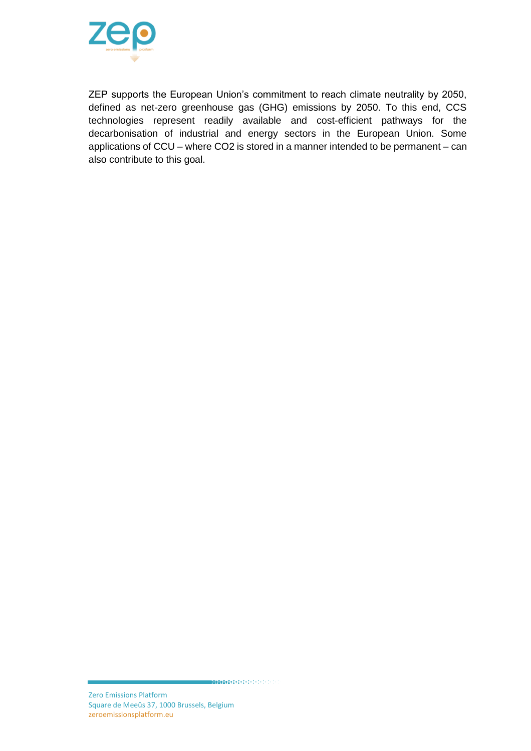ZEP supports the European Union's commitment to reach climate neutrality by 2050, defined as net-zero greenhouse gas (GHG) emissions by 2050. To this end, CCS technologies represent readily available and cost-efficient pathways for the decarbonisation of industrial and energy sectors in the European Union. Some applications of CCU – where $CO_2$ is stored in a manner intended to be permanent – can also contribute to this goal.